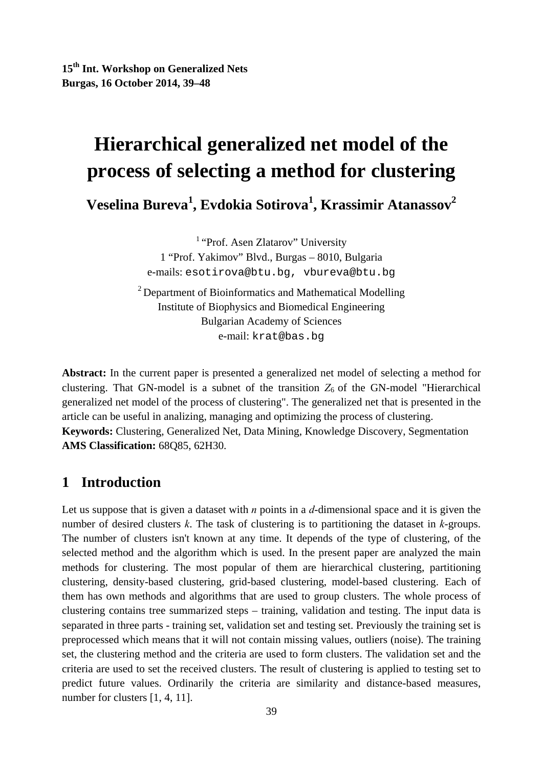15th Int. Workshop on Generalized Nets
Burgas, 16 October 2014, 39–48

# Hierarchical generalized net model of the process of selecting a method for clustering

**Veselina Bureva[1], Evdokia Sotirova[1], Krassimir Atanassov[2]**

[1] "Prof. Asen Zlatarov" University
1 "Prof. Yakimov" Blvd., Burgas – 8010, Bulgaria
e-mails: esotirova@btu.bg, vbureva@btu.bg

[2] Department of Bioinformatics and Mathematical Modelling
Institute of Biophysics and Biomedical Engineering
Bulgarian Academy of Sciences
e-mail: krat@bas.bg

**Abstract:** In the current paper is presented a generalized net model of selecting a method for clustering. That GN-model is a subnet of the transition $Z_6$ of the GN-model "Hierarchical generalized net model of the process of clustering". The generalized net that is presented in the article can be useful in analizing, managing and optimizing the process of clustering.

**Keywords:** Clustering, Generalized Net, Data Mining, Knowledge Discovery, Segmentation

**AMS Classification:** 68Q85, 62H30.

## 1 Introduction

Let us suppose that is given a dataset with $n$ points in a $d$-dimensional space and it is given the number of desired clusters $k$. The task of clustering is to partitioning the dataset in $k$-groups. The number of clusters isn't known at any time. It depends of the type of clustering, of the selected method and the algorithm which is used. In the present paper are analyzed the main methods for clustering. The most popular of them are hierarchical clustering, partitioning clustering, density-based clustering, grid-based clustering, model-based clustering. Each of them has own methods and algorithms that are used to group clusters. The whole process of clustering contains tree summarized steps – training, validation and testing. The input data is separated in three parts - training set, validation set and testing set. Previously the training set is preprocessed which means that it will not contain missing values, outliers (noise). The training set, the clustering method and the criteria are used to form clusters. The validation set and the criteria are used to set the received clusters. The result of clustering is applied to testing set to predict future values. Ordinarily the criteria are similarity and distance-based measures, number for clusters [1, 4, 11].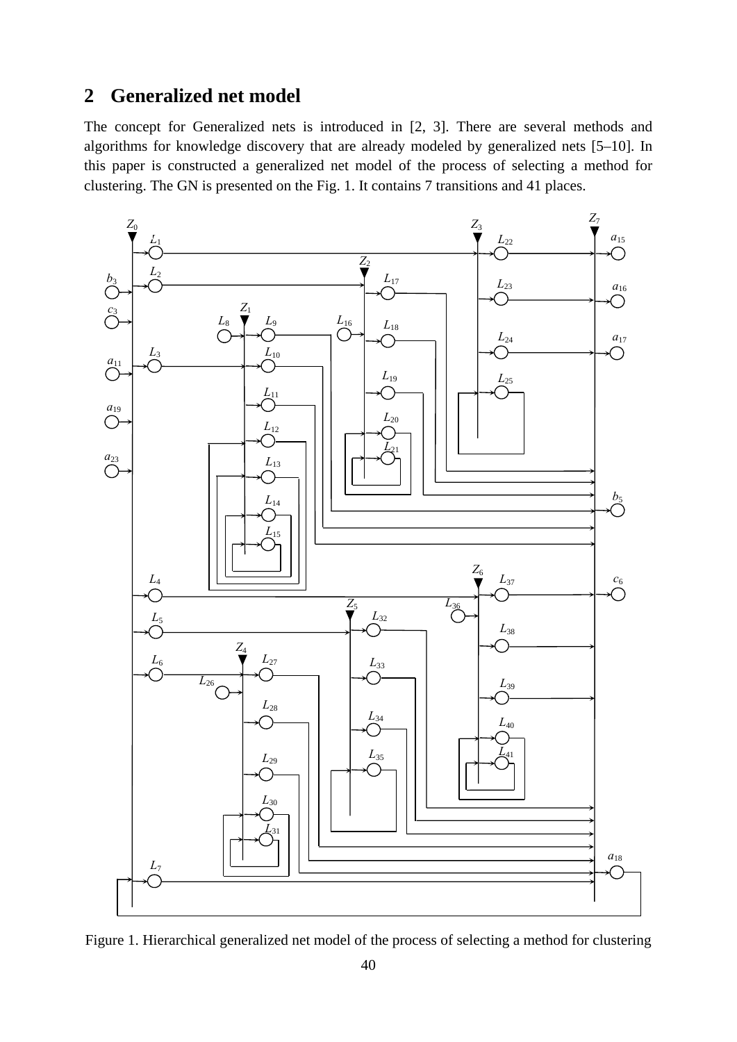## 2 Generalized net model

The concept for Generalized nets is introduced in [2, 3]. There are several methods and algorithms for knowledge discovery that are already modeled by generalized nets [5–10]. In this paper is constructed a generalized net model of the process of selecting a method for clustering. The GN is presented on the Fig. 1. It contains 7 transitions and 41 places.

Figure 1. Hierarchical generalized net model of the process of selecting a method for clustering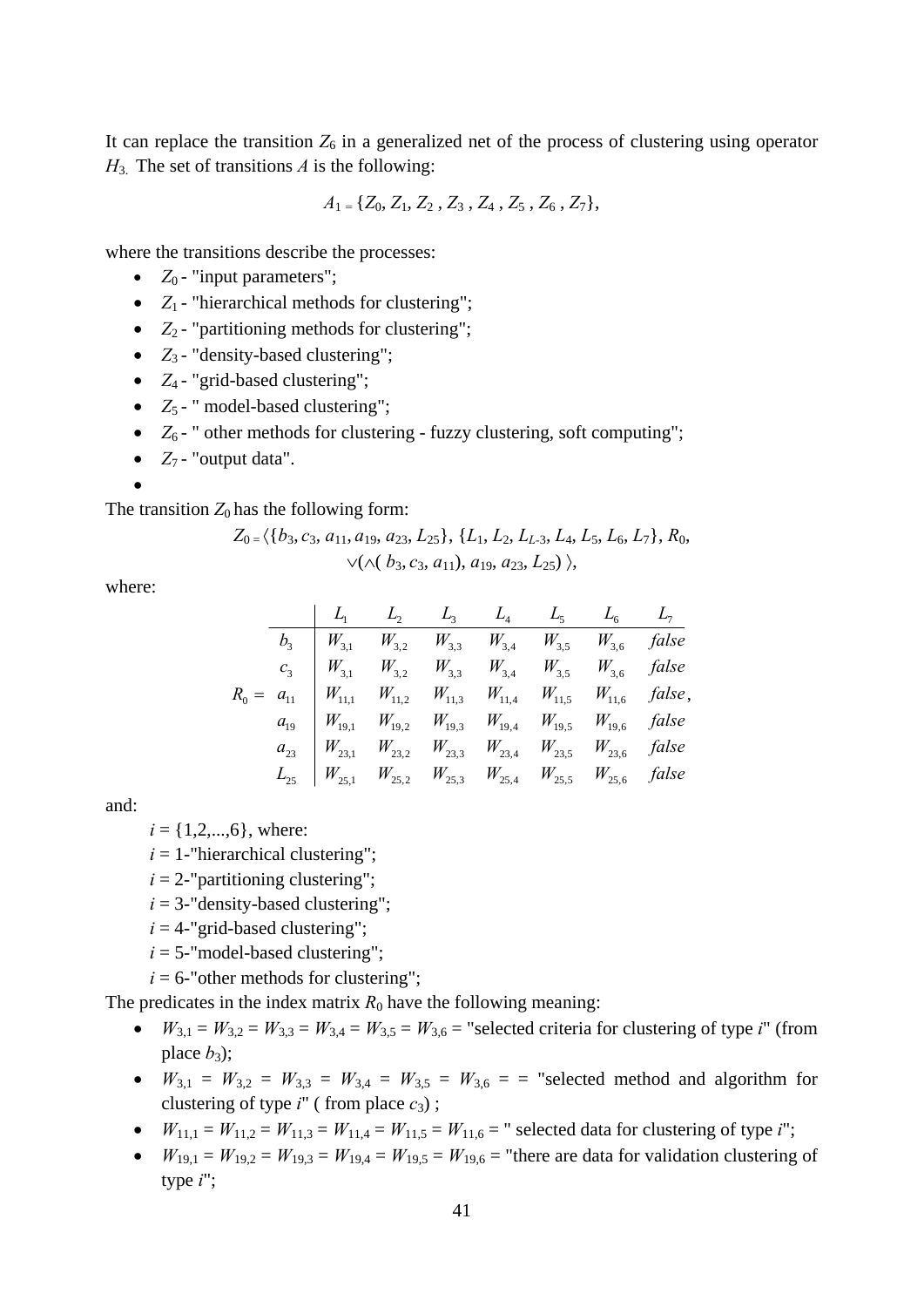It can replace the transition $Z_6$ in a generalized net of the process of clustering using operator $H_3$. The set of transitions $A$ is the following:

$$A_1 = \{Z_0, Z_1, Z_2, Z_3, Z_4, Z_5, Z_6, Z_7\},$$

where the transitions describe the processes:

- $Z_0$ - "input parameters";
- $Z_1$ - "hierarchical methods for clustering";
- $Z_2$ - "partitioning methods for clustering";
- $Z_3$ - "density-based clustering";
- $Z_4$ - "grid-based clustering";
- $Z_5$ - " model-based clustering";
- $Z_6$ - " other methods for clustering - fuzzy clustering, soft computing";
- $Z_7$ - "output data".

The transition $Z_0$ has the following form:

$$Z_0 = \langle\{b_3, c_3, a_{11}, a_{19}, a_{23}, L_{25}\}, \{L_1, L_2, L_{L\text{-}3}, L_4, L_5, L_6, L_7\}, R_0,$$
$$\vee(\wedge(b_3, c_3, a_{11}), a_{19}, a_{23}, L_{25})\rangle,$$

where:

$$R_0 = \begin{array}{c|ccccccc} & L_1 & L_2 & L_3 & L_4 & L_5 & L_6 & L_7 \\ \hline b_3 & W_{3,1} & W_{3,2} & W_{3,3} & W_{3,4} & W_{3,5} & W_{3,6} & false \\ c_3 & W_{3,1} & W_{3,2} & W_{3,3} & W_{3,4} & W_{3,5} & W_{3,6} & false \\ a_{11} & W_{11,1} & W_{11,2} & W_{11,3} & W_{11,4} & W_{11,5} & W_{11,6} & false \\ a_{19} & W_{19,1} & W_{19,2} & W_{19,3} & W_{19,4} & W_{19,5} & W_{19,6} & false \\ a_{23} & W_{23,1} & W_{23,2} & W_{23,3} & W_{23,4} & W_{23,5} & W_{23,6} & false \\ L_{25} & W_{25,1} & W_{25,2} & W_{25,3} & W_{25,4} & W_{25,5} & W_{25,6} & false \end{array},$$

and:

$i = \{1,2,...,6\}$, where:

$i$ = 1-"hierarchical clustering";

$i$ = 2-"partitioning clustering";

$i$ = 3-"density-based clustering";

$i$ = 4-"grid-based clustering";

$i$ = 5-"model-based clustering";

$i$ = 6-"other methods for clustering";

The predicates in the index matrix $R_0$ have the following meaning:

- $W_{3,1} = W_{3,2} = W_{3,3} = W_{3,4} = W_{3,5} = W_{3,6}$ = "selected criteria for clustering of type $i$" (from place $b_3$);
- $W_{3,1} = W_{3,2} = W_{3,3} = W_{3,4} = W_{3,5} = W_{3,6}$ = = "selected method and algorithm for clustering of type $i$" ( from place $c_3$) ;
- $W_{11,1} = W_{11,2} = W_{11,3} = W_{11,4} = W_{11,5} = W_{11,6}$ = " selected data for clustering of type $i$";
- $W_{19,1} = W_{19,2} = W_{19,3} = W_{19,4} = W_{19,5} = W_{19,6}$ = "there are data for validation clustering of type $i$";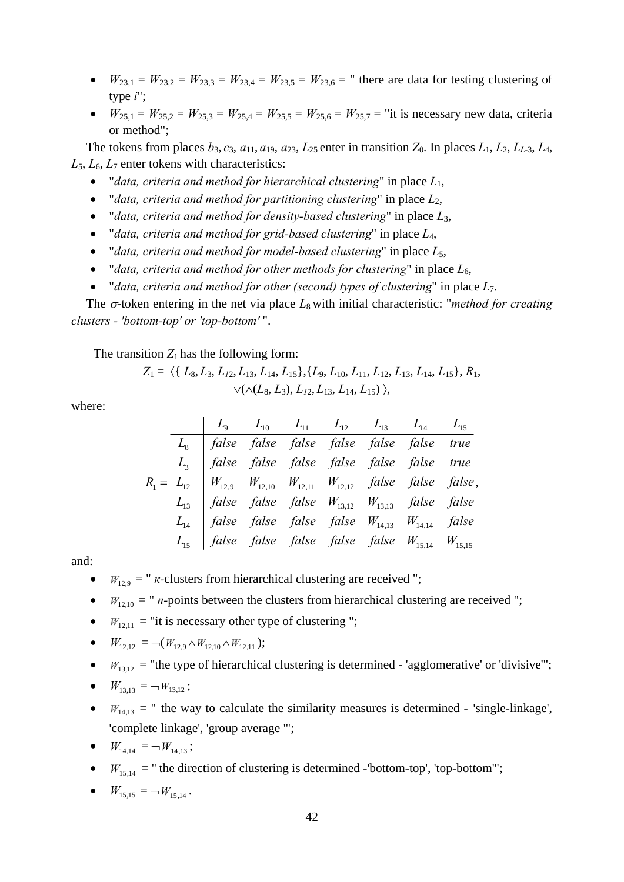- $W_{23,1} = W_{23,2} = W_{23,3} = W_{23,4} = W_{23,5} = W_{23,6}$ = " there are data for testing clustering of type *i*";
- $W_{25,1} = W_{25,2} = W_{25,3} = W_{25,4} = W_{25,5} = W_{25,6} = W_{25,7}$ = "it is necessary new data, criteria or method";

The tokens from places $b_3$, $c_3$, $a_{11}$, $a_{19}$, $a_{23}$, $L_{25}$ enter in transition $Z_0$. In places $L_1$, $L_2$, $L_{L\text{-}3}$, $L_4$, $L_5$, $L_6$, $L_7$ enter tokens with characteristics:

- "*data, criteria and method for hierarchical clustering*" in place $L_1$,
- "*data, criteria and method for partitioning clustering*" in place $L_2$,
- "*data, criteria and method for density-based clustering*" in place $L_3$,
- "*data, criteria and method for grid-based clustering*" in place $L_4$,
- "*data, criteria and method for model-based clustering*" in place $L_5$,
- "*data, criteria and method for other methods for clustering*" in place $L_6$,
- "*data, criteria and method for other (second) types of clustering*" in place $L_7$.

The $\sigma$-token entering in the net via place $L_8$ with initial characteristic: "*method for creating clusters - 'bottom-top' or 'top-bottom'* ".

The transition $Z_1$ has the following form:

$$Z_1 = \langle \{ L_8, L_3, L_{12}, L_{13}, L_{14}, L_{15}\}, \{L_9, L_{10}, L_{11}, L_{12}, L_{13}, L_{14}, L_{15}\}, R_1, \vee(\wedge(L_8, L_3), L_{12}, L_{13}, L_{14}, L_{15}) \rangle,$$

where:

$$R_1 = \begin{array}{c|ccccccc} & L_9 & L_{10} & L_{11} & L_{12} & L_{13} & L_{14} & L_{15} \\ \hline L_8 & false & false & false & false & false & false & true \\ L_3 & false & false & false & false & false & false & true \\ L_{12} & W_{12,9} & W_{12,10} & W_{12,11} & W_{12,12} & false & false & false \\ L_{13} & false & false & false & W_{13,12} & W_{13,13} & false & false \\ L_{14} & false & false & false & false & W_{14,13} & W_{14,14} & false \\ L_{15} & false & false & false & false & false & W_{15,14} & W_{15,15} \end{array},$$

and:

- $W_{12,9}$ = " $\kappa$-clusters from hierarchical clustering are received ";
- $W_{12,10}$ = " *n*-points between the clusters from hierarchical clustering are received ";
- $W_{12,11}$ = "it is necessary other type of clustering ";
- $W_{12,12} = \neg(W_{12,9} \wedge W_{12,10} \wedge W_{12,11})$;
- $W_{13,12}$ = "the type of hierarchical clustering is determined - 'agglomerative' or 'divisive'";
- $W_{13,13} = \neg W_{13,12}$;
- $W_{14,13}$ = " the way to calculate the similarity measures is determined - 'single-linkage', 'complete linkage', 'group average '";
- $W_{14,14} = \neg W_{14,13}$;
- $W_{15,14}$ = " the direction of clustering is determined -'bottom-top', 'top-bottom'";
- $W_{15,15} = \neg W_{15,14}$.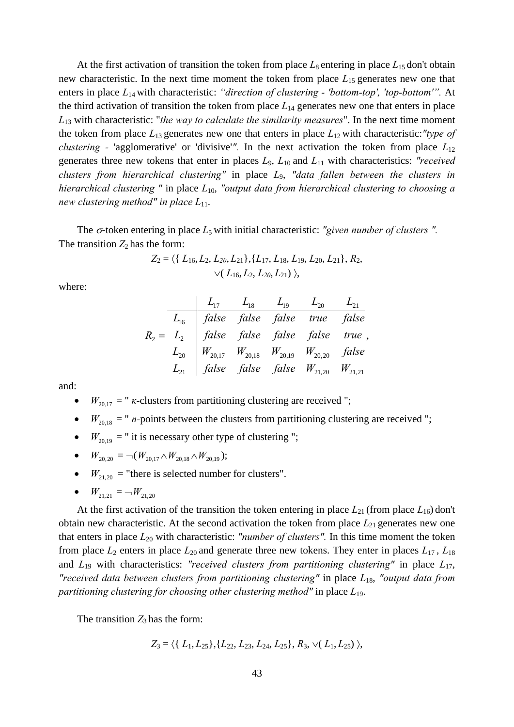At the first activation of transition the token from place $L_8$ entering in place $L_{15}$ don't obtain new characteristic. In the next time moment the token from place $L_{15}$ generates new one that enters in place $L_{14}$ with characteristic: *"direction of clustering - 'bottom-top', 'top-bottom'"*. At the third activation of transition the token from place $L_{14}$ generates new one that enters in place $L_{13}$ with characteristic: "*the way to calculate the similarity measures*". In the next time moment the token from place $L_{13}$ generates new one that enters in place $L_{12}$ with characteristic:*"type of clustering -* 'agglomerative' or 'divisive'*".* In the next activation the token from place $L_{12}$ generates three new tokens that enter in places $L_9$, $L_{10}$ and $L_{11}$ with characteristics: *"received clusters from hierarchical clustering"* in place $L_9$, *"data fallen between the clusters in hierarchical clustering "* in place $L_{10}$, *"output data from hierarchical clustering to choosing a new clustering method" in place* $L_{11}$.

The $\sigma$-token entering in place $L_5$ with initial characteristic: *"given number of clusters ".* The transition $Z_2$ has the form:

$$Z_2 = \langle \{ L_{16}, L_2, L_{20}, L_{21}\},\{L_{17}, L_{18}, L_{19}, L_{20}, L_{21}\}, R_2, \vee( L_{16}, L_2, L_{20}, L_{21}) \rangle,$$

where:

$$R_2 = \begin{array}{c|ccccc} & L_{17} & L_{18} & L_{19} & L_{20} & L_{21} \\ \hline L_{16} & false & false & false & true & false \\ L_2 & false & false & false & false & true \\ L_{20} & W_{20,17} & W_{20,18} & W_{20,19} & W_{20,20} & false \\ L_{21} & false & false & false & W_{21,20} & W_{21,21} \end{array},$$

and:

- $W_{20,17}$ = " $\kappa$-clusters from partitioning clustering are received ";
- $W_{20,18}$ = " $n$-points between the clusters from partitioning clustering are received ";
- $W_{20,19}$ = " it is necessary other type of clustering ";
- $W_{20,20} = \neg(W_{20,17} \wedge W_{20,18} \wedge W_{20,19})$;
- $W_{21,20}$ = "there is selected number for clusters".
- $W_{21,21} = \neg W_{21,20}$

At the first activation of the transition the token entering in place $L_{21}$ (from place $L_{16}$) don't obtain new characteristic. At the second activation the token from place $L_{21}$ generates new one that enters in place $L_{20}$ with characteristic: *"number of clusters".* In this time moment the token from place $L_2$ enters in place $L_{20}$ and generate three new tokens. They enter in places $L_{17}$, $L_{18}$ and $L_{19}$ with characteristics: *"received clusters from partitioning clustering"* in place $L_{17}$, *"received data between clusters from partitioning clustering"* in place $L_{18}$, *"output data from partitioning clustering for choosing other clustering method"* in place $L_{19}$.

The transition $Z_3$ has the form:

$$Z_3 = \langle \{ L_1, L_{25}\},\{L_{22}, L_{23}, L_{24}, L_{25}\}, R_3, \vee( L_1, L_{25}) \rangle,$$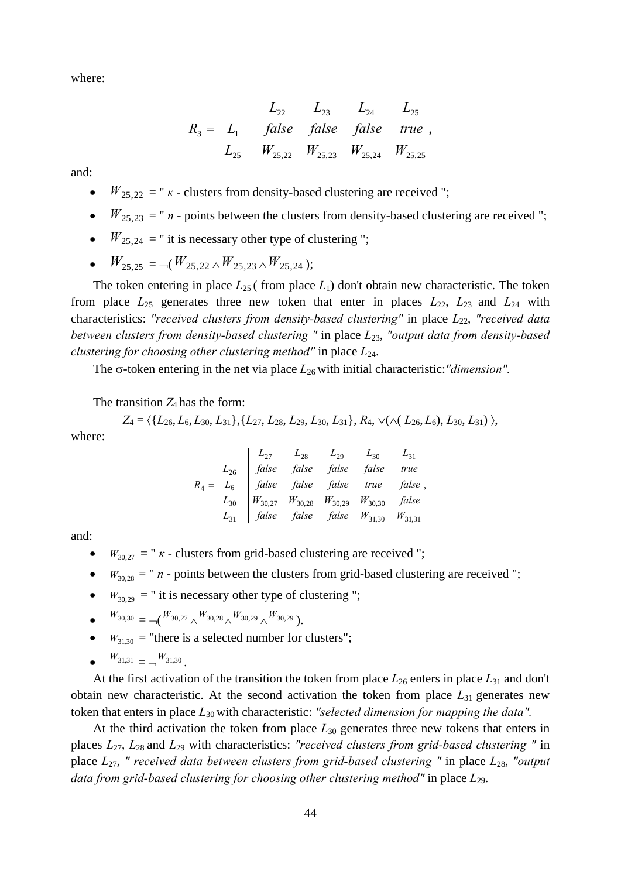where:

$$R_3 = \begin{array}{c|cccc} & L_{22} & L_{23} & L_{24} & L_{25} \\ \hline L_1 & false & false & false & true \\ L_{25} & W_{25,22} & W_{25,23} & W_{25,24} & W_{25,25} \end{array},$$

and:

- $W_{25,22}$ = " $\kappa$ - clusters from density-based clustering are received ";
- $W_{25,23}$ = " $n$ - points between the clusters from density-based clustering are received ";
- $W_{25,24}$ = " it is necessary other type of clustering ";
- $W_{25,25} = \neg(W_{25,22} \wedge W_{25,23} \wedge W_{25,24})$;

The token entering in place $L_{25}$ ( from place $L_1$) don't obtain new characteristic. The token from place $L_{25}$ generates three new token that enter in places $L_{22}$, $L_{23}$ and $L_{24}$ with characteristics: *"received clusters from density-based clustering"* in place $L_{22}$, *"received data between clusters from density-based clustering "* in place $L_{23}$, *"output data from density-based clustering for choosing other clustering method"* in place $L_{24}$.

The $\sigma$-token entering in the net via place $L_{26}$ with initial characteristic:*"dimension".*

The transition $Z_4$ has the form:

$$Z_4 = \langle \{L_{26}, L_6, L_{30}, L_{31}\}, \{L_{27}, L_{28}, L_{29}, L_{30}, L_{31}\}, R_4, \vee(\wedge(L_{26}, L_6), L_{30}, L_{31}) \rangle,$$

where:

$$R_4 = \begin{array}{c|ccccc} & L_{27} & L_{28} & L_{29} & L_{30} & L_{31} \\ \hline L_{26} & false & false & false & false & true \\ L_6 & false & false & false & true & false \\ L_{30} & W_{30,27} & W_{30,28} & W_{30,29} & W_{30,30} & false \\ L_{31} & false & false & false & W_{31,30} & W_{31,31} \end{array},$$

and:

- $W_{30,27}$ = " $\kappa$ - clusters from grid-based clustering are received ";
- $W_{30,28}$ = " $n$ - points between the clusters from grid-based clustering are received ";
- $W_{30,29}$ = " it is necessary other type of clustering ";
- $W_{30,30} = \neg(W_{30,27} \wedge W_{30,28} \wedge W_{30,29} \wedge W_{30,29})$.
- $W_{31,30}$ = "there is a selected number for clusters";
- $W_{31,31} = \neg W_{31,30}$.

At the first activation of the transition the token from place $L_{26}$ enters in place $L_{31}$ and don't obtain new characteristic. At the second activation the token from place $L_{31}$ generates new token that enters in place $L_{30}$ with characteristic: *"selected dimension for mapping the data".*

At the third activation the token from place $L_{30}$ generates three new tokens that enters in places $L_{27}$, $L_{28}$ and $L_{29}$ with characteristics: *"received clusters from grid-based clustering "* in place $L_{27}$, *" received data between clusters from grid-based clustering "* in place $L_{28}$, *"output data from grid-based clustering for choosing other clustering method"* in place $L_{29}$.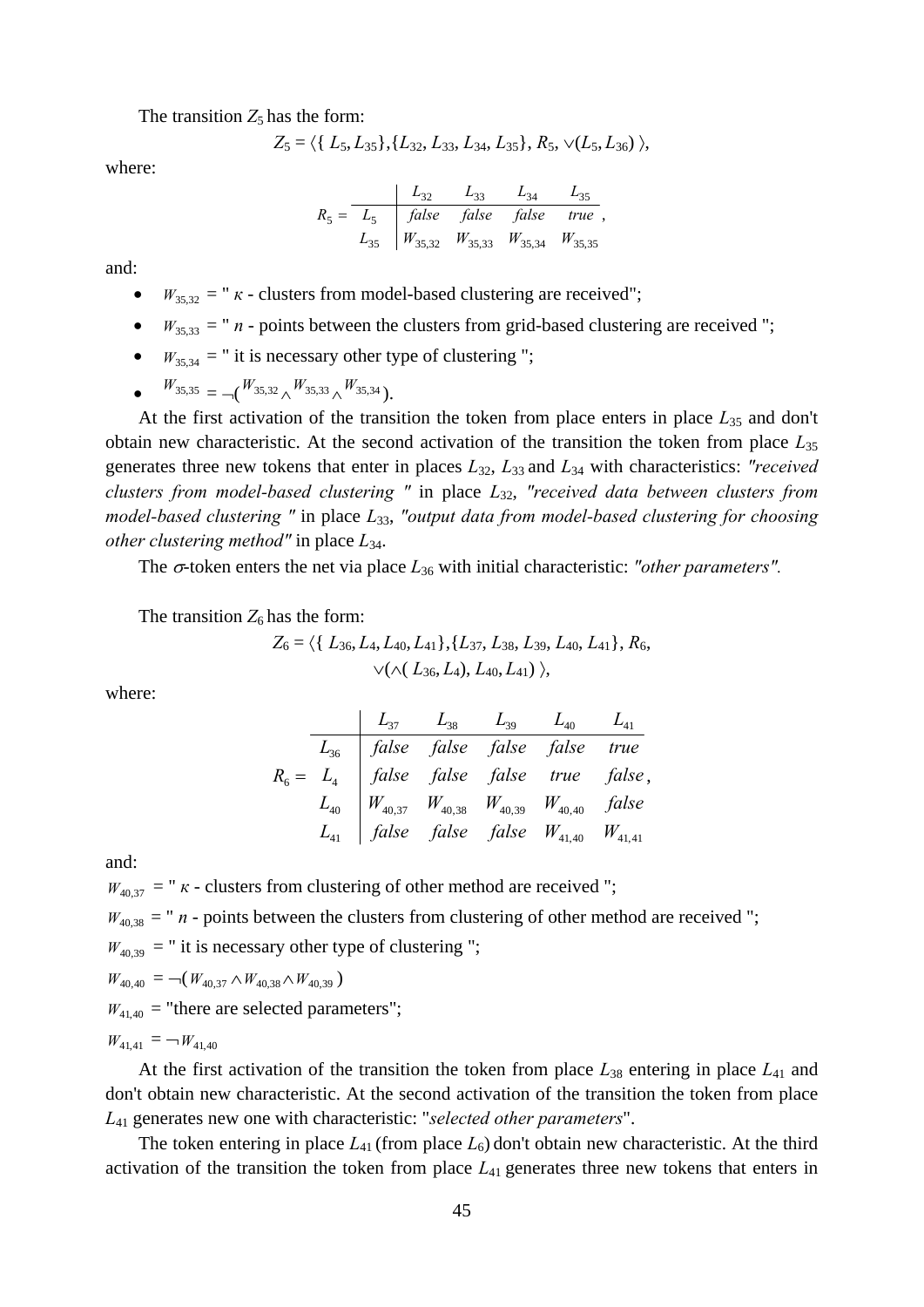The transition $Z_5$ has the form:

$$Z_5 = \langle \{ L_5, L_{35}\},\{L_{32}, L_{33}, L_{34}, L_{35}\}, R_5, \vee(L_5, L_{36}) \rangle,$$

where:

$$R_5 = \begin{array}{c|cccc} & L_{32} & L_{33} & L_{34} & L_{35} \\ \hline L_5 & false & false & false & true \\ L_{35} & W_{35,32} & W_{35,33} & W_{35,34} & W_{35,35} \end{array},$$

and:

- $W_{35,32}$ = " $\kappa$ - clusters from model-based clustering are received";
- $W_{35,33}$ = " $n$ - points between the clusters from grid-based clustering are received ";
- $W_{35,34}$ = " it is necessary other type of clustering ";
- $W_{35,35} = \neg(W_{35,32} \wedge W_{35,33} \wedge W_{35,34})$.

At the first activation of the transition the token from place enters in place $L_{35}$ and don't obtain new characteristic. At the second activation of the transition the token from place $L_{35}$ generates three new tokens that enter in places $L_{32}$, $L_{33}$ and $L_{34}$ with characteristics: *"received clusters from model-based clustering "* in place $L_{32}$, *"received data between clusters from model-based clustering "* in place $L_{33}$, *"output data from model-based clustering for choosing other clustering method"* in place $L_{34}$.

The $\sigma$-token enters the net via place $L_{36}$ with initial characteristic: *"other parameters"*.

The transition $Z_6$ has the form:

$$Z_6 = \langle \{ L_{36}, L_4, L_{40}, L_{41}\},\{L_{37}, L_{38}, L_{39}, L_{40}, L_{41}\}, R_6, \vee(\wedge( L_{36}, L_4), L_{40}, L_{41}) \rangle,$$

where:

$$R_6 = \begin{array}{c|ccccc} & L_{37} & L_{38} & L_{39} & L_{40} & L_{41} \\ \hline L_{36} & false & false & false & false & true \\ L_4 & false & false & false & true & false \\ L_{40} & W_{40,37} & W_{40,38} & W_{40,39} & W_{40,40} & false \\ L_{41} & false & false & false & W_{41,40} & W_{41,41} \end{array},$$

and:

$W_{40,37}$ = " $\kappa$ - clusters from clustering of other method are received ";

$W_{40,38}$ = " $n$ - points between the clusters from clustering of other method are received ";

$W_{40,39}$ = " it is necessary other type of clustering ";

$W_{40,40} = \neg(W_{40,37} \wedge W_{40,38} \wedge W_{40,39})$

$W_{41,40}$ = "there are selected parameters";

$W_{41,41} = \neg W_{41,40}$

At the first activation of the transition the token from place $L_{38}$ entering in place $L_{41}$ and don't obtain new characteristic. At the second activation of the transition the token from place $L_{41}$ generates new one with characteristic: "*selected other parameters*".

The token entering in place $L_{41}$ (from place $L_6$) don't obtain new characteristic. At the third activation of the transition the token from place $L_{41}$ generates three new tokens that enters in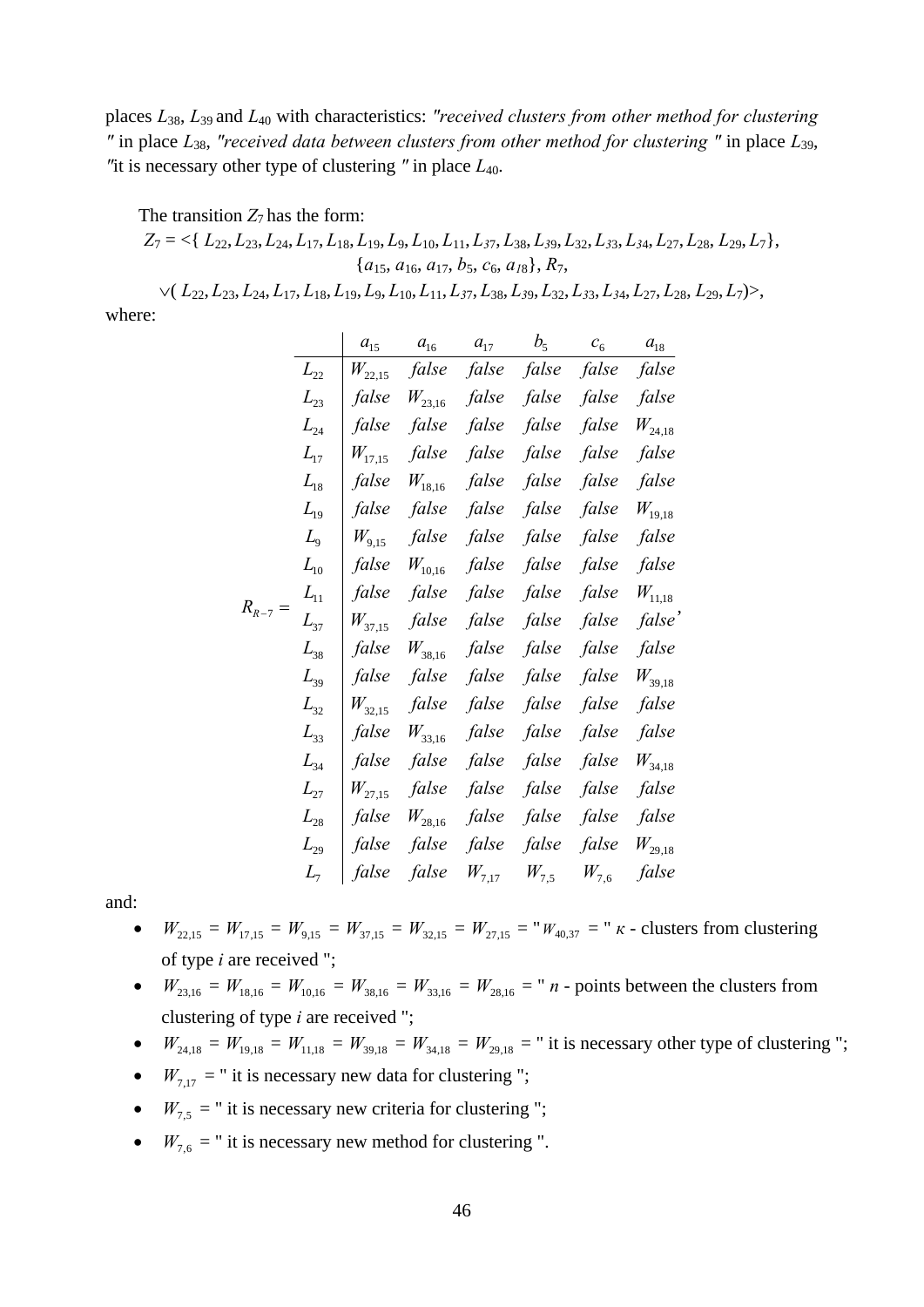places $L_{38}$, $L_{39}$ and $L_{40}$ with characteristics: *"received clusters from other method for clustering "* in place $L_{38}$, *"received data between clusters from other method for clustering "* in place $L_{39}$, "it is necessary other type of clustering " in place $L_{40}$.

The transition $Z_7$ has the form:

$$Z_7 = <\{ L_{22}, L_{23}, L_{24}, L_{17}, L_{18}, L_{19}, L_9, L_{10}, L_{11}, L_{37}, L_{38}, L_{39}, L_{32}, L_{33}, L_{34}, L_{27}, L_{28}, L_{29}, L_7\},$$
$$\{a_{15}, a_{16}, a_{17}, b_5, c_6, a_{18}\}, R_7,$$
$$\vee( L_{22}, L_{23}, L_{24}, L_{17}, L_{18}, L_{19}, L_9, L_{10}, L_{11}, L_{37}, L_{38}, L_{39}, L_{32}, L_{33}, L_{34}, L_{27}, L_{28}, L_{29}, L_7)>,$$

where:

$R_{R-7} =$

| | $a_{15}$ | $a_{16}$ | $a_{17}$ | $b_5$ | $c_6$ | $a_{18}$ |
|---|---|---|---|---|---|---|
| $L_{22}$ | $W_{22,15}$ | *false* | *false* | *false* | *false* | *false* |
| $L_{23}$ | *false* | $W_{23,16}$ | *false* | *false* | *false* | *false* |
| $L_{24}$ | *false* | *false* | *false* | *false* | *false* | $W_{24,18}$ |
| $L_{17}$ | $W_{17,15}$ | *false* | *false* | *false* | *false* | *false* |
| $L_{18}$ | *false* | $W_{18,16}$ | *false* | *false* | *false* | *false* |
| $L_{19}$ | *false* | *false* | *false* | *false* | *false* | $W_{19,18}$ |
| $L_9$ | $W_{9,15}$ | *false* | *false* | *false* | *false* | *false* |
| $L_{10}$ | *false* | $W_{10,16}$ | *false* | *false* | *false* | *false* |
| $L_{11}$ | *false* | *false* | *false* | *false* | *false* | $W_{11,18}$ |
| $L_{37}$ | $W_{37,15}$ | *false* | *false* | *false* | *false* | *false* |
| $L_{38}$ | *false* | $W_{38,16}$ | *false* | *false* | *false* | *false* |
| $L_{39}$ | *false* | *false* | *false* | *false* | *false* | $W_{39,18}$ |
| $L_{32}$ | $W_{32,15}$ | *false* | *false* | *false* | *false* | *false* |
| $L_{33}$ | *false* | $W_{33,16}$ | *false* | *false* | *false* | *false* |
| $L_{34}$ | *false* | *false* | *false* | *false* | *false* | $W_{34,18}$ |
| $L_{27}$ | $W_{27,15}$ | *false* | *false* | *false* | *false* | *false* |
| $L_{28}$ | *false* | $W_{28,16}$ | *false* | *false* | *false* | *false* |
| $L_{29}$ | *false* | *false* | *false* | *false* | *false* | $W_{29,18}$ |
| $L_7$ | *false* | *false* | $W_{7,17}$ | $W_{7,5}$ | $W_{7,6}$ | *false* |

and:

- $W_{22,15} = W_{17,15} = W_9{}_{,15} = W_{37,15} = W_{32,15} = W_{27,15} =$ " $W_{40,37} =$ " $\kappa$ - clusters from clustering of type *i* are received ";
- $W_{23,16} = W_{18,16} = W_{10,16} = W_{38,16} = W_{33,16} = W_{28,16} =$ " *n* - points between the clusters from clustering of type *i* are received ";
- $W_{24,18} = W_{19,18} = W_{11,18} = W_{39,18} = W_{34,18} = W_{29,18} =$ " it is necessary other type of clustering ";
- $W_{7,17} =$ " it is necessary new data for clustering ";
- $W_{7,5} =$ " it is necessary new criteria for clustering ";
- $W_{7,6} =$ " it is necessary new method for clustering ".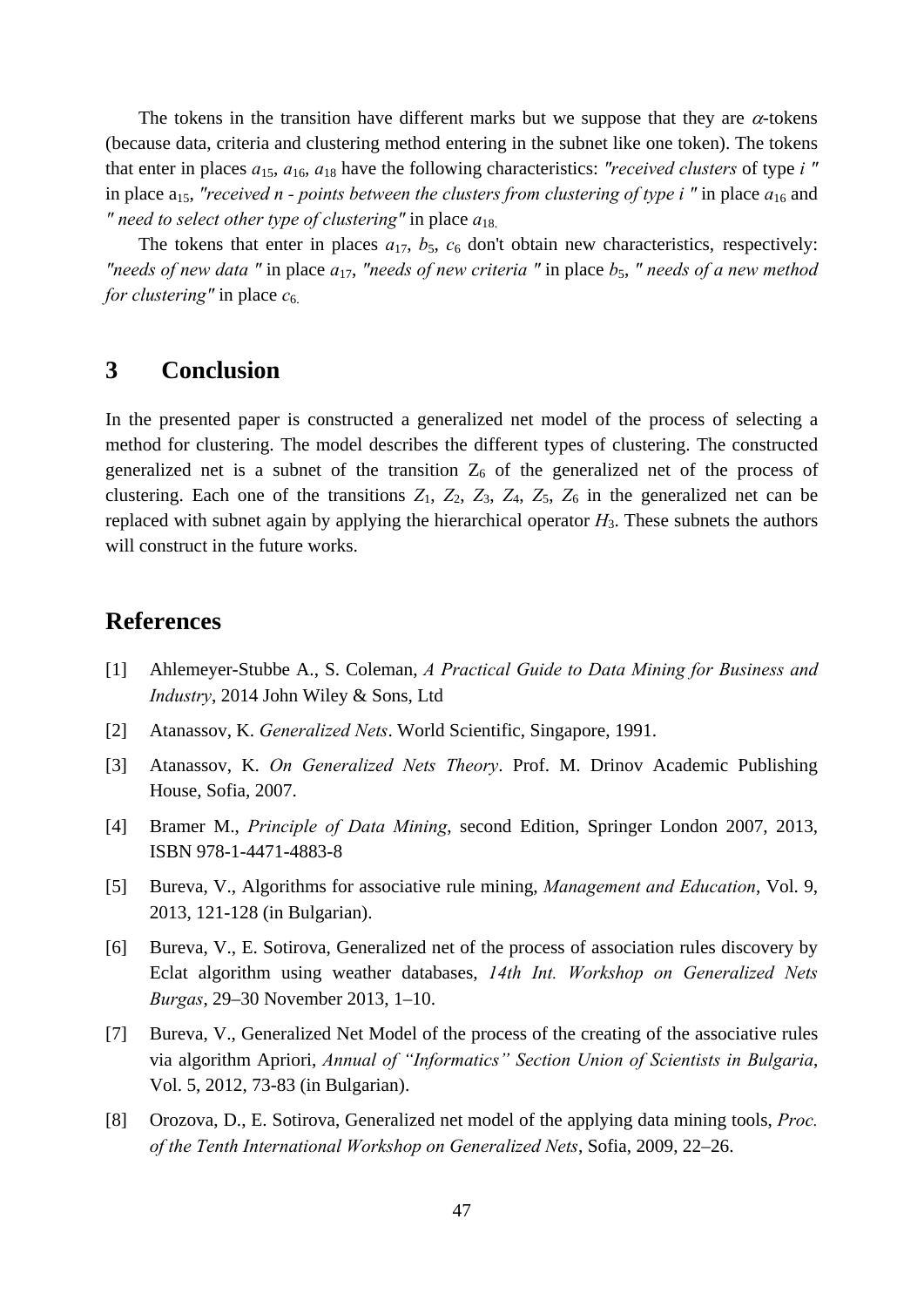The tokens in the transition have different marks but we suppose that they are $\alpha$-tokens (because data, criteria and clustering method entering in the subnet like one token). The tokens that enter in places $a_{15}$, $a_{16}$, $a_{18}$ have the following characteristics: *"received clusters* of type *i "* in place $a_{15}$, *"received n - points between the clusters from clustering of type i "* in place $a_{16}$ and *" need to select other type of clustering"* in place $a_{18.}$

The tokens that enter in places $a_{17}$, $b_5$, $c_6$ don't obtain new characteristics, respectively: *"needs of new data "* in place $a_{17}$, *"needs of new criteria "* in place $b_5$, *" needs of a new method for clustering"* in place $c_{6.}$

## 3 Conclusion

In the presented paper is constructed a generalized net model of the process of selecting a method for clustering. The model describes the different types of clustering. The constructed generalized net is a subnet of the transition $Z_6$ of the generalized net of the process of clustering. Each one of the transitions $Z_1$, $Z_2$, $Z_3$, $Z_4$, $Z_5$, $Z_6$ in the generalized net can be replaced with subnet again by applying the hierarchical operator $H_3$. These subnets the authors will construct in the future works.

## References

[1] Ahlemeyer-Stubbe A., S. Coleman, *A Practical Guide to Data Mining for Business and Industry*, 2014 John Wiley & Sons, Ltd

[2] Atanassov, K. *Generalized Nets*. World Scientific, Singapore, 1991.

[3] Atanassov, K. *On Generalized Nets Theory*. Prof. M. Drinov Academic Publishing House, Sofia, 2007.

[4] Bramer M., *Principle of Data Mining*, second Edition, Springer London 2007, 2013, ISBN 978-1-4471-4883-8

[5] Bureva, V., Algorithms for associative rule mining, *Management and Education*, Vol. 9, 2013, 121-128 (in Bulgarian).

[6] Bureva, V., E. Sotirova, Generalized net of the process of association rules discovery by Eclat algorithm using weather databases, *14th Int. Workshop on Generalized Nets Burgas*, 29–30 November 2013, 1–10.

[7] Bureva, V., Generalized Net Model of the process of the creating of the associative rules via algorithm Apriori, *Annual of "Informatics" Section Union of Scientists in Bulgaria*, Vol. 5, 2012, 73-83 (in Bulgarian).

[8] Orozova, D., E. Sotirova, Generalized net model of the applying data mining tools, *Proc. of the Tenth International Workshop on Generalized Nets*, Sofia, 2009, 22–26.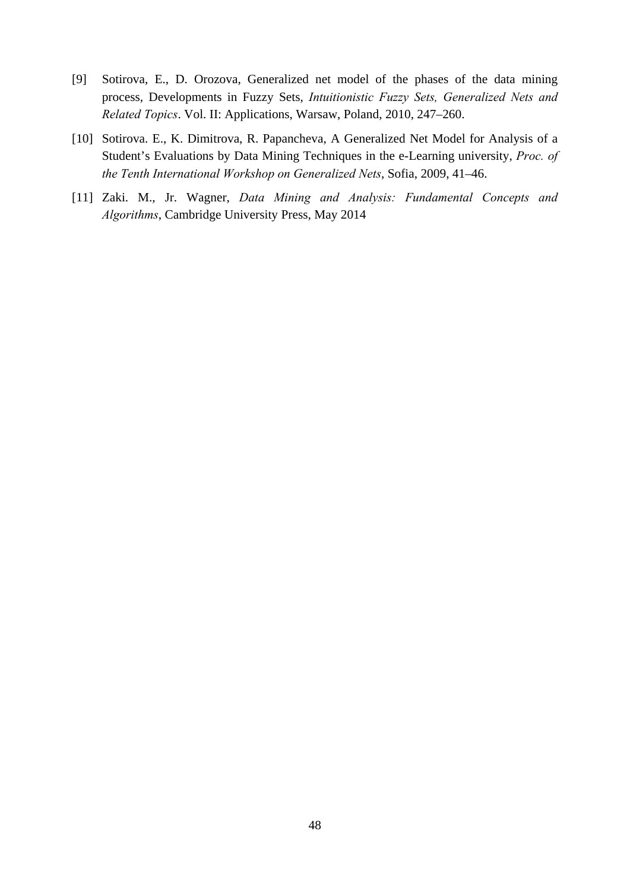[9] Sotirova, E., D. Orozova, Generalized net model of the phases of the data mining process, Developments in Fuzzy Sets, *Intuitionistic Fuzzy Sets, Generalized Nets and Related Topics*. Vol. II: Applications, Warsaw, Poland, 2010, 247–260.

[10] Sotirova. E., K. Dimitrova, R. Papancheva, A Generalized Net Model for Analysis of a Student's Evaluations by Data Mining Techniques in the e-Learning university, *Proc. of the Tenth International Workshop on Generalized Nets*, Sofia, 2009, 41–46.

[11] Zaki. M., Jr. Wagner, *Data Mining and Analysis: Fundamental Concepts and Algorithms*, Cambridge University Press, May 2014